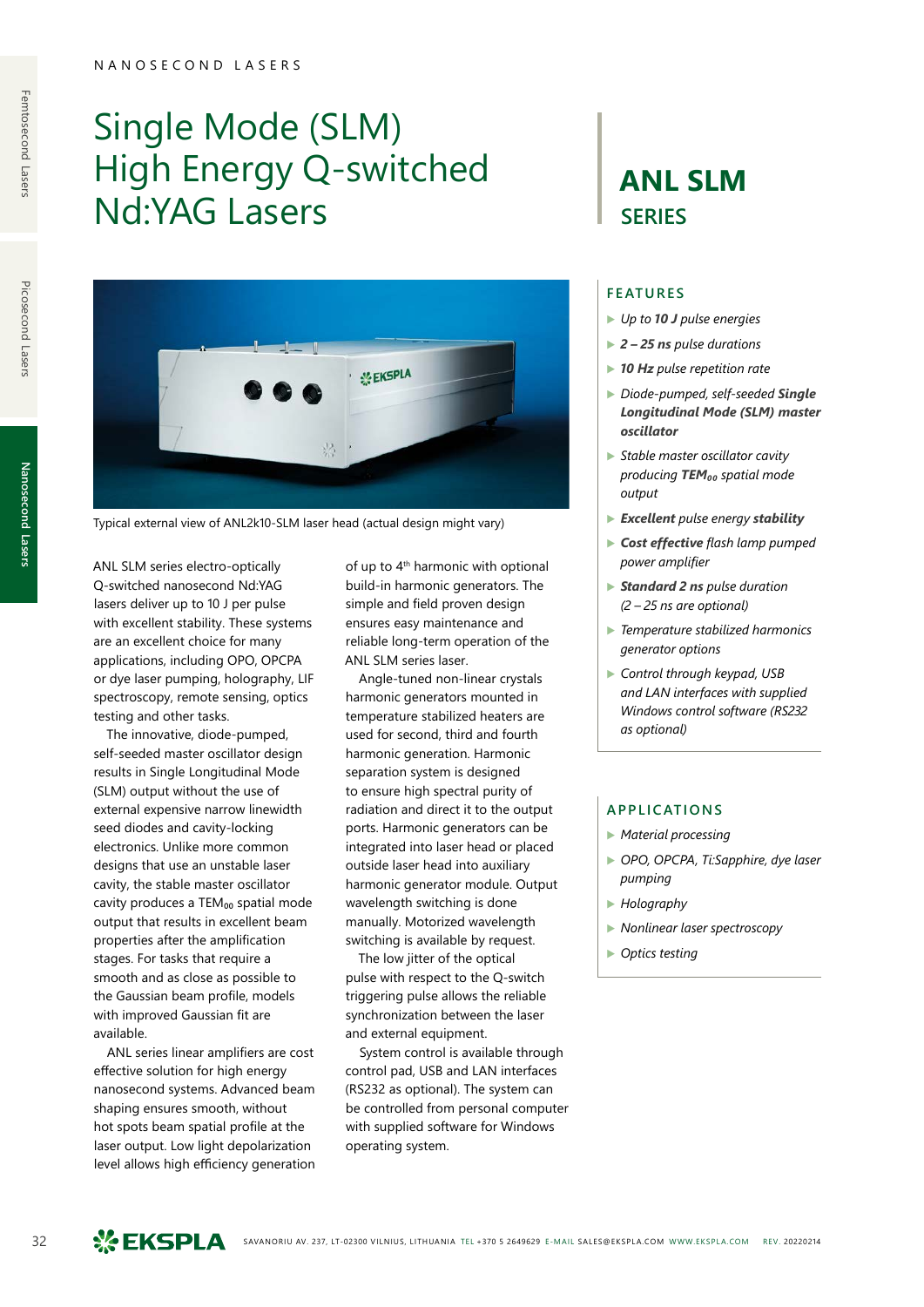NANOSECOND LASERS

# Single Mode (SLM) High Energy Q-switched Nd:YAG Lasers

# ANL SLM
## SERIES

Typical external view of ANL2k10-SLM laser head (actual design might vary)

ANL SLM series electro-optically Q-switched nanosecond Nd:YAG lasers deliver up to 10 J per pulse with excellent stability. These systems are an excellent choice for many applications, including OPO, OPCPA or dye laser pumping, holography, LIF spectroscopy, remote sensing, optics testing and other tasks.

The innovative, diode-pumped, self-seeded master oscillator design results in Single Longitudinal Mode (SLM) output without the use of external expensive narrow linewidth seed diodes and cavity-locking electronics. Unlike more common designs that use an unstable laser cavity, the stable master oscillator cavity produces a $TEM_{00}$ spatial mode output that results in excellent beam properties after the amplification stages. For tasks that require a smooth and as close as possible to the Gaussian beam profile, models with improved Gaussian fit are available.

ANL series linear amplifiers are cost effective solution for high energy nanosecond systems. Advanced beam shaping ensures smooth, without hot spots beam spatial profile at the laser output. Low light depolarization level allows high efficiency generation of up to 4th harmonic with optional build-in harmonic generators. The simple and field proven design ensures easy maintenance and reliable long-term operation of the ANL SLM series laser.

Angle-tuned non-linear crystals harmonic generators mounted in temperature stabilized heaters are used for second, third and fourth harmonic generation. Harmonic separation system is designed to ensure high spectral purity of radiation and direct it to the output ports. Harmonic generators can be integrated into laser head or placed outside laser head into auxiliary harmonic generator module. Output wavelength switching is done manually. Motorized wavelength switching is available by request.

The low jitter of the optical pulse with respect to the Q-switch triggering pulse allows the reliable synchronization between the laser and external equipment.

System control is available through control pad, USB and LAN interfaces (RS232 as optional). The system can be controlled from personal computer with supplied software for Windows operating system.

## FEATURES

- *Up to **10 J** pulse energies*
- ***2 – 25 ns** pulse durations*
- ***10 Hz** pulse repetition rate*
- *Diode-pumped, self-seeded **Single Longitudinal Mode (SLM) master oscillator***
- *Stable master oscillator cavity producing **$TEM_{00}$** spatial mode output*
- ***Excellent** pulse energy **stability***
- ***Cost effective** flash lamp pumped power amplifier*
- ***Standard 2 ns** pulse duration (2 – 25 ns are optional)*
- *Temperature stabilized harmonics generator options*
- *Control through keypad, USB and LAN interfaces with supplied Windows control software (RS232 as optional)*

## APPLICATIONS

- *Material processing*
- *OPO, OPCPA, Ti:Sapphire, dye laser pumping*
- *Holography*
- *Nonlinear laser spectroscopy*
- *Optics testing*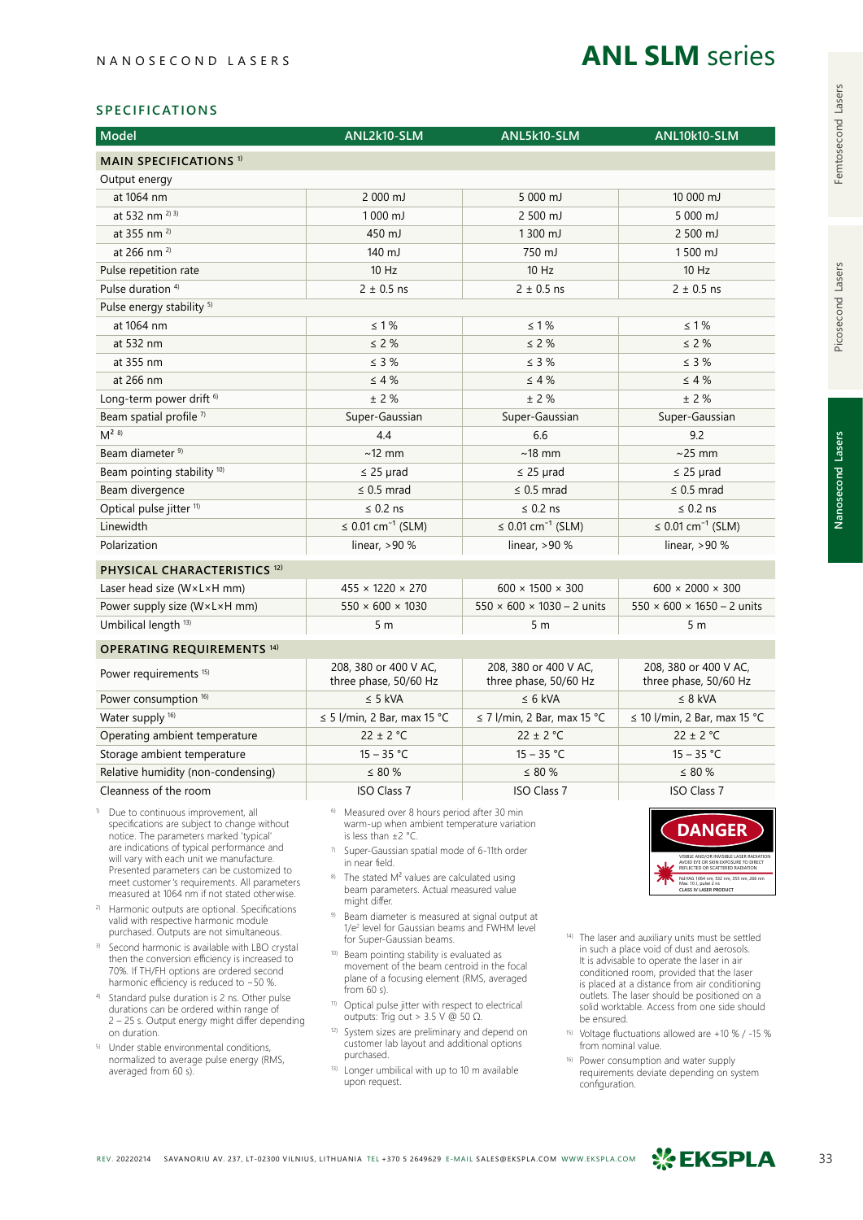NANOSECOND LASERS

# ANL SLM series

## SPECIFICATIONS

| Model | ANL2k10-SLM | ANL5k10-SLM | ANL10k10-SLM |
|---|---|---|---|
| **MAIN SPECIFICATIONS** [1] | | | |
| Output energy | | | |
| at 1064 nm | 2 000 mJ | 5 000 mJ | 10 000 mJ |
| at 532 nm [2] [3] | 1 000 mJ | 2 500 mJ | 5 000 mJ |
| at 355 nm [2] | 450 mJ | 1 300 mJ | 2 500 mJ |
| at 266 nm [2] | 140 mJ | 750 mJ | 1 500 mJ |
| Pulse repetition rate | 10 Hz | 10 Hz | 10 Hz |
| Pulse duration [4] | 2 ± 0.5 ns | 2 ± 0.5 ns | 2 ± 0.5 ns |
| Pulse energy stability [5] | | | |
| at 1064 nm | ≤ 1 % | ≤ 1 % | ≤ 1 % |
| at 532 nm | ≤ 2 % | ≤ 2 % | ≤ 2 % |
| at 355 nm | ≤ 3 % | ≤ 3 % | ≤ 3 % |
| at 266 nm | ≤ 4 % | ≤ 4 % | ≤ 4 % |
| Long-term power drift [6] | ± 2 % | ± 2 % | ± 2 % |
| Beam spatial profile [7] | Super-Gaussian | Super-Gaussian | Super-Gaussian |
| $M^2$ [8] | 4.4 | 6.6 | 9.2 |
| Beam diameter [9] | ~12 mm | ~18 mm | ~25 mm |
| Beam pointing stability [10] | ≤ 25 µrad | ≤ 25 µrad | ≤ 25 µrad |
| Beam divergence | ≤ 0.5 mrad | ≤ 0.5 mrad | ≤ 0.5 mrad |
| Optical pulse jitter [11] | ≤ 0.2 ns | ≤ 0.2 ns | ≤ 0.2 ns |
| Linewidth | ≤ 0.01 $cm^{-1}$ (SLM) | ≤ 0.01 $cm^{-1}$ (SLM) | ≤ 0.01 $cm^{-1}$ (SLM) |
| Polarization | linear, >90 % | linear, >90 % | linear, >90 % |
| **PHYSICAL CHARACTERISTICS** [12] | | | |
| Laser head size (W×L×H mm) | 455 × 1220 × 270 | 600 × 1500 × 300 | 600 × 2000 × 300 |
| Power supply size (W×L×H mm) | 550 × 600 × 1030 | 550 × 600 × 1030 – 2 units | 550 × 600 × 1650 – 2 units |
| Umbilical length [13] | 5 m | 5 m | 5 m |
| **OPERATING REQUIREMENTS** [14] | | | |
| Power requirements [15] | 208, 380 or 400 V AC, three phase, 50/60 Hz | 208, 380 or 400 V AC, three phase, 50/60 Hz | 208, 380 or 400 V AC, three phase, 50/60 Hz |
| Power consumption [16] | ≤ 5 kVA | ≤ 6 kVA | ≤ 8 kVA |
| Water supply [16] | ≤ 5 l/min, 2 Bar, max 15 °C | ≤ 7 l/min, 2 Bar, max 15 °C | ≤ 10 l/min, 2 Bar, max 15 °C |
| Operating ambient temperature | 22 ± 2 °C | 22 ± 2 °C | 22 ± 2 °C |
| Storage ambient temperature | 15 – 35 °C | 15 – 35 °C | 15 – 35 °C |
| Relative humidity (non-condensing) | ≤ 80 % | ≤ 80 % | ≤ 80 % |
| Cleanness of the room | ISO Class 7 | ISO Class 7 | ISO Class 7 |

1) Due to continuous improvement, all specifications are subject to change without notice. The parameters marked 'typical' are indications of typical performance and will vary with each unit we manufacture. Presented parameters can be customized to meet customer's requirements. All parameters measured at 1064 nm if not stated otherwise.

2) Harmonic outputs are optional. Specifications valid with respective harmonic module purchased. Outputs are not simultaneous.

3) Second harmonic is available with LBO crystal then the conversion efficiency is increased to 70%. If TH/FH options are ordered second harmonic efficiency is reduced to ~50 %.

4) Standard pulse duration is 2 ns. Other pulse durations can be ordered within range of 2 – 25 s. Output energy might differ depending on duration.

5) Under stable environmental conditions, normalized to average pulse energy (RMS, averaged from 60 s).

6) Measured over 8 hours period after 30 min warm-up when ambient temperature variation is less than ±2 °C.

7) Super-Gaussian spatial mode of 6-11th order in near field.

8) The stated $M^2$ values are calculated using beam parameters. Actual measured value might differ.

9) Beam diameter is measured at signal output at $1/e^2$ level for Gaussian beams and FWHM level for Super-Gaussian beams.

10) Beam pointing stability is evaluated as movement of the beam centroid in the focal plane of a focusing element (RMS, averaged from 60 s).

11) Optical pulse jitter with respect to electrical outputs: Trig out > 3.5 V @ 50 Ω.

12) System sizes are preliminary and depend on customer lab layout and additional options purchased.

13) Longer umbilical with up to 10 m available upon request.

DANGER

VISIBLE AND/OR INVISIBLE LASER RADIATION AVOID EYE OR SKIN EXPOSURE TO DIRECT REFLECTED OR SCATTERED RADIATION

Nd:YAG 1064 nm, 532 nm, 355 nm, 266 nm Max. 10 J, pulse 2 ns
CLASS IV LASER PRODUCT

14) The laser and auxiliary units must be settled in such a place void of dust and aerosols. It is advisable to operate the laser in air conditioned room, provided that the laser is placed at a distance from air conditioning outlets. The laser should be positioned on a solid worktable. Access from one side should be ensured.

15) Voltage fluctuations allowed are +10 % / -15 % from nominal value.

16) Power consumption and water supply requirements deviate depending on system configuration.

REV. 20220214 SAVANORIU AV. 237, LT-02300 VILNIUS, LITHUANIA TEL +370 5 2649629 E-MAIL SALES@EKSPLA.COM WWW.EKSPLA.COM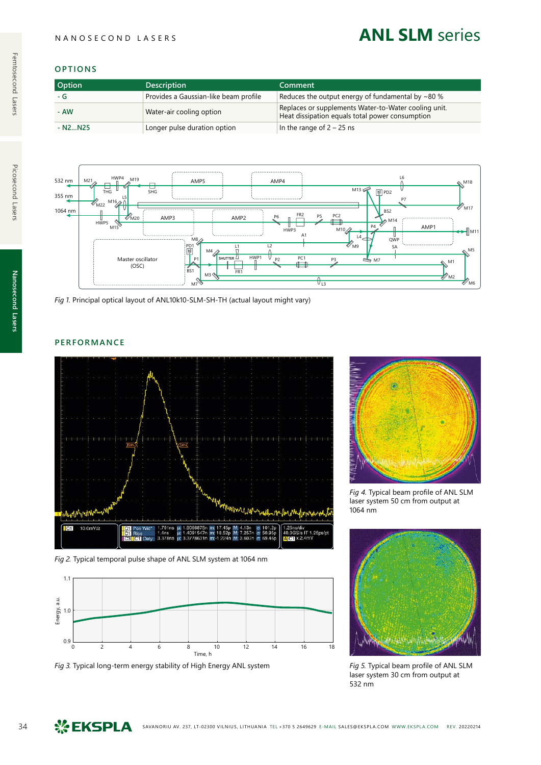## OPTIONS

| Option | Description | Comment |
|---|---|---|
| **- G** | Provides a Gaussian-like beam profile | Reduces the output energy of fundamental by ~80 % |
| **- AW** | Water-air cooling option | Replaces or supplements Water-to-Water cooling unit. Heat dissipation equals total power consumption |
| **- N2...N25** | Longer pulse duration option | In the range of 2 – 25 ns |

*Fig 1.* Principal optical layout of ANL10k10-SLM-SH-TH (actual layout might vary)

## PERFORMANCE

*Fig 2.* Typical temporal pulse shape of ANL SLM system at 1064 nm

*Fig 3.* Typical long-term energy stability of High Energy ANL system

*Fig 4.* Typical beam profile of ANL SLM laser system 50 cm from output at 1064 nm

*Fig 5.* Typical beam profile of ANL SLM laser system 30 cm from output at 532 nm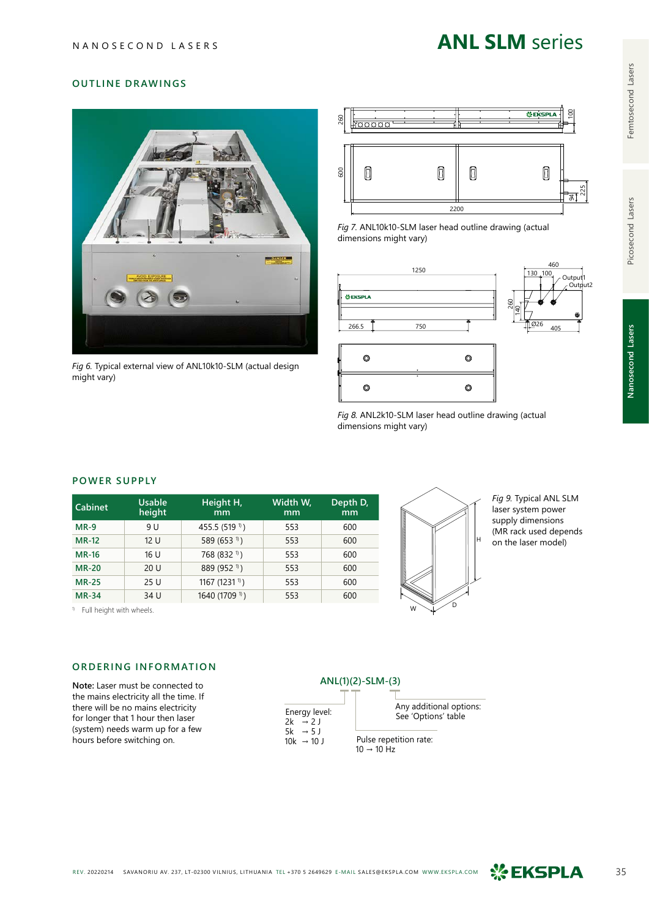# ANL SLM series

NANOSECOND LASERS

## OUTLINE DRAWINGS

*Fig 6.* Typical external view of ANL10k10-SLM (actual design might vary)

*Fig 7.* ANL10k10-SLM laser head outline drawing (actual dimensions might vary)

*Fig 8.* ANL2k10-SLM laser head outline drawing (actual dimensions might vary)

## POWER SUPPLY

| Cabinet | Usable height | Height H, mm | Width W, mm | Depth D, mm |
|---|---|---|---|---|
| MR-9 | 9 U | 455.5 (519 [1]) | 553 | 600 |
| MR-12 | 12 U | 589 (653 [1]) | 553 | 600 |
| MR-16 | 16 U | 768 (832 [1]) | 553 | 600 |
| MR-20 | 20 U | 889 (952 [1]) | 553 | 600 |
| MR-25 | 25 U | 1167 (1231 [1]) | 553 | 600 |
| MR-34 | 34 U | 1640 (1709 [1]) | 553 | 600 |

[1] Full height with wheels.

*Fig 9.* Typical ANL SLM laser system power supply dimensions (MR rack used depends on the laser model)

## ORDERING INFORMATION

**Note:** Laser must be connected to the mains electricity all the time. If there will be no mains electricity for longer that 1 hour then laser (system) needs warm up for a few hours before switching on.

ANL(1)(2)-SLM-(3)

Energy level:
2k → 2 J
5k → 5 J
10k → 10 J

Pulse repetition rate:
10 → 10 Hz

Any additional options:
See 'Options' table